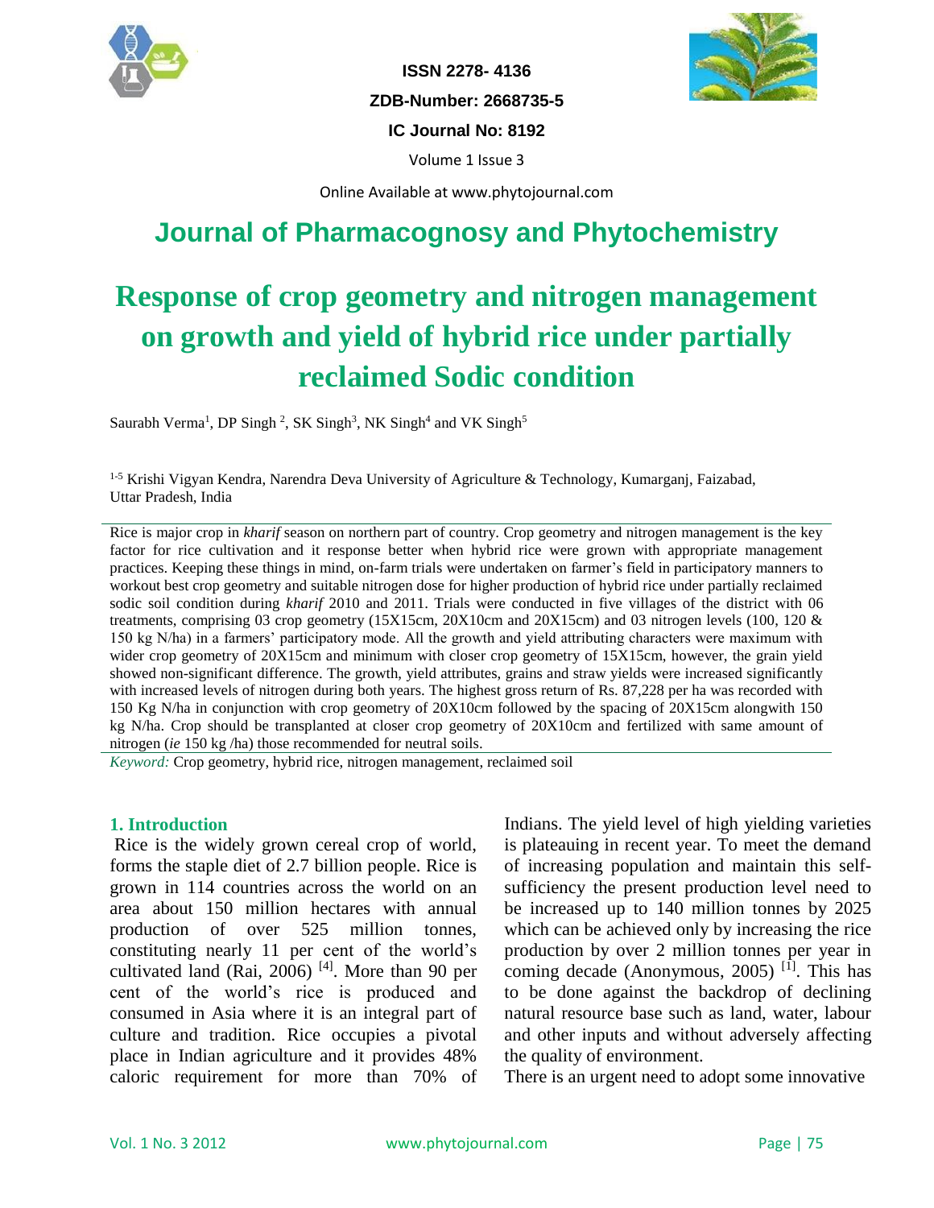ISSN 2278- 4136

ZDB-Number: 2668735-5

IC Journal No: 8192

Volume 1 Issue 3

Online Available at www.phytojournal.com

# Journal of Pharmacognosy and Phytochemistry

# Response of crop geometry and nitrogen management on growth and yield of hybrid rice under partially reclaimed Sodic condition

Saurabh Verma[1], DP Singh [2], SK Singh[3], NK Singh[4] and VK Singh[5]

[1-5] Krishi Vigyan Kendra, Narendra Deva University of Agriculture & Technology, Kumarganj, Faizabad, Uttar Pradesh, India

Rice is major crop in *kharif* season on northern part of country. Crop geometry and nitrogen management is the key factor for rice cultivation and it response better when hybrid rice were grown with appropriate management practices. Keeping these things in mind, on-farm trials were undertaken on farmer's field in participatory manners to workout best crop geometry and suitable nitrogen dose for higher production of hybrid rice under partially reclaimed sodic soil condition during *kharif* 2010 and 2011. Trials were conducted in five villages of the district with 06 treatments, comprising 03 crop geometry (15X15cm, 20X10cm and 20X15cm) and 03 nitrogen levels (100, 120 & 150 kg N/ha) in a farmers' participatory mode. All the growth and yield attributing characters were maximum with wider crop geometry of 20X15cm and minimum with closer crop geometry of 15X15cm, however, the grain yield showed non-significant difference. The growth, yield attributes, grains and straw yields were increased significantly with increased levels of nitrogen during both years. The highest gross return of Rs. 87,228 per ha was recorded with 150 Kg N/ha in conjunction with crop geometry of 20X10cm followed by the spacing of 20X15cm alongwith 150 kg N/ha. Crop should be transplanted at closer crop geometry of 20X10cm and fertilized with same amount of nitrogen (*ie* 150 kg /ha) those recommended for neutral soils.

*Keyword:* Crop geometry, hybrid rice, nitrogen management, reclaimed soil

## 1. Introduction

Rice is the widely grown cereal crop of world, forms the staple diet of 2.7 billion people. Rice is grown in 114 countries across the world on an area about 150 million hectares with annual production of over 525 million tonnes, constituting nearly 11 per cent of the world's cultivated land (Rai, 2006) [4]. More than 90 per cent of the world's rice is produced and consumed in Asia where it is an integral part of culture and tradition. Rice occupies a pivotal place in Indian agriculture and it provides 48% caloric requirement for more than 70% of Indians. The yield level of high yielding varieties is plateauing in recent year. To meet the demand of increasing population and maintain this self-sufficiency the present production level need to be increased up to 140 million tonnes by 2025 which can be achieved only by increasing the rice production by over 2 million tonnes per year in coming decade (Anonymous, 2005) [1]. This has to be done against the backdrop of declining natural resource base such as land, water, labour and other inputs and without adversely affecting the quality of environment.

There is an urgent need to adopt some innovative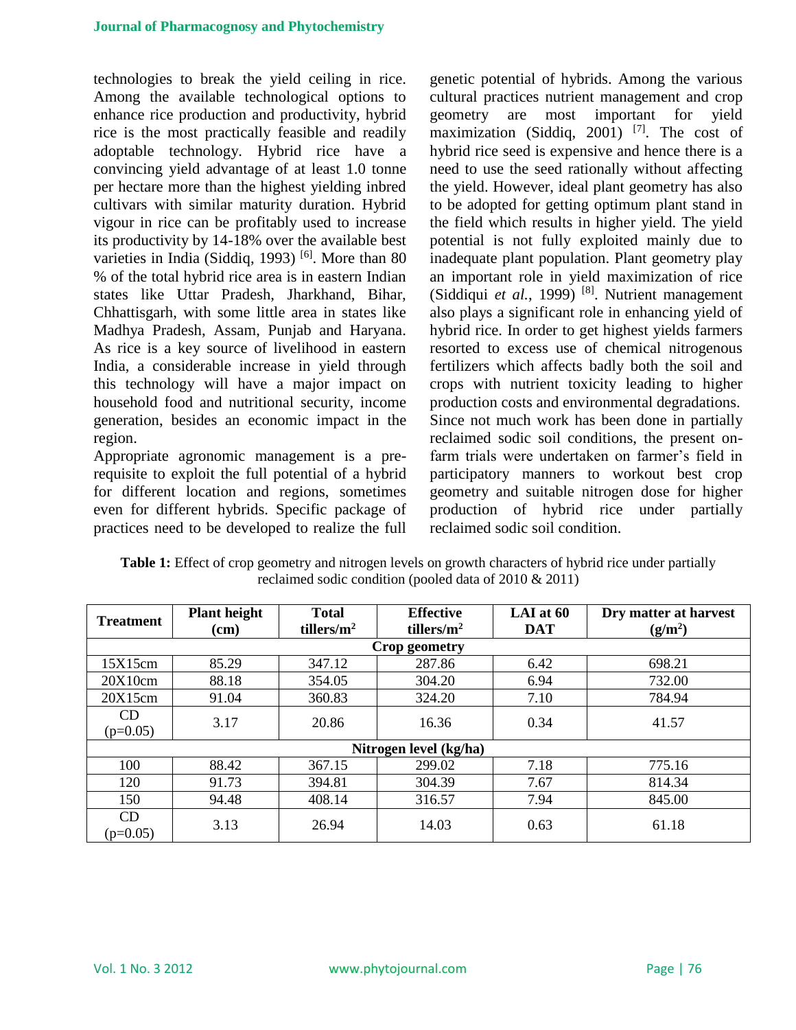technologies to break the yield ceiling in rice. Among the available technological options to enhance rice production and productivity, hybrid rice is the most practically feasible and readily adoptable technology. Hybrid rice have a convincing yield advantage of at least 1.0 tonne per hectare more than the highest yielding inbred cultivars with similar maturity duration. Hybrid vigour in rice can be profitably used to increase its productivity by 14-18% over the available best varieties in India (Siddiq, 1993) [6]. More than 80 % of the total hybrid rice area is in eastern Indian states like Uttar Pradesh, Jharkhand, Bihar, Chhattisgarh, with some little area in states like Madhya Pradesh, Assam, Punjab and Haryana. As rice is a key source of livelihood in eastern India, a considerable increase in yield through this technology will have a major impact on household food and nutritional security, income generation, besides an economic impact in the region.

Appropriate agronomic management is a pre-requisite to exploit the full potential of a hybrid for different location and regions, sometimes even for different hybrids. Specific package of practices need to be developed to realize the full genetic potential of hybrids. Among the various cultural practices nutrient management and crop geometry are most important for yield maximization (Siddiq, 2001) [7]. The cost of hybrid rice seed is expensive and hence there is a need to use the seed rationally without affecting the yield. However, ideal plant geometry has also to be adopted for getting optimum plant stand in the field which results in higher yield. The yield potential is not fully exploited mainly due to inadequate plant population. Plant geometry play an important role in yield maximization of rice (Siddiqui *et al.*, 1999) [8]. Nutrient management also plays a significant role in enhancing yield of hybrid rice. In order to get highest yields farmers resorted to excess use of chemical nitrogenous fertilizers which affects badly both the soil and crops with nutrient toxicity leading to higher production costs and environmental degradations. Since not much work has been done in partially reclaimed sodic soil conditions, the present on-farm trials were undertaken on farmer's field in participatory manners to workout best crop geometry and suitable nitrogen dose for higher production of hybrid rice under partially reclaimed sodic soil condition.

**Table 1:** Effect of crop geometry and nitrogen levels on growth characters of hybrid rice under partially reclaimed sodic condition (pooled data of 2010 & 2011)

| Treatment | Plant height (cm) | Total tillers/m$^2$ | Effective tillers/m$^2$ | LAI at 60 DAT | Dry matter at harvest (g/m$^2$) |
|---|---|---|---|---|---|
| **Crop geometry** | | | | | |
| 15X15cm | 85.29 | 347.12 | 287.86 | 6.42 | 698.21 |
| 20X10cm | 88.18 | 354.05 | 304.20 | 6.94 | 732.00 |
| 20X15cm | 91.04 | 360.83 | 324.20 | 7.10 | 784.94 |
| CD (p=0.05) | 3.17 | 20.86 | 16.36 | 0.34 | 41.57 |
| **Nitrogen level (kg/ha)** | | | | | |
| 100 | 88.42 | 367.15 | 299.02 | 7.18 | 775.16 |
| 120 | 91.73 | 394.81 | 304.39 | 7.67 | 814.34 |
| 150 | 94.48 | 408.14 | 316.57 | 7.94 | 845.00 |
| CD (p=0.05) | 3.13 | 26.94 | 14.03 | 0.63 | 61.18 |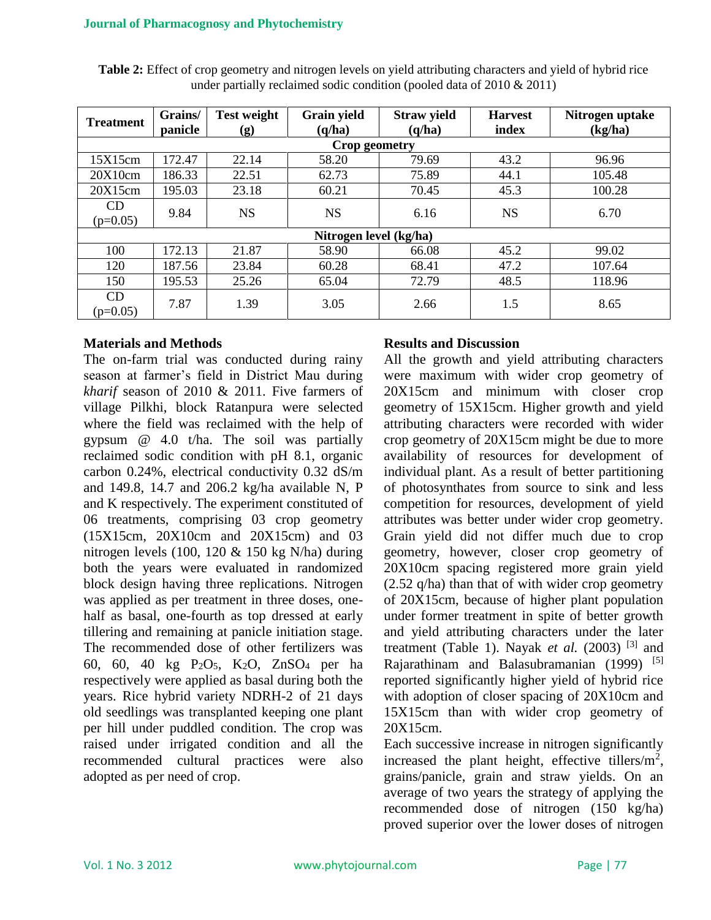**Table 2:** Effect of crop geometry and nitrogen levels on yield attributing characters and yield of hybrid rice under partially reclaimed sodic condition (pooled data of 2010 & 2011)

| Treatment | Grains/ panicle | Test weight (g) | Grain yield (q/ha) | Straw yield (q/ha) | Harvest index | Nitrogen uptake (kg/ha) |
|---|---|---|---|---|---|---|
| **Crop geometry** | | | | | | |
| 15X15cm | 172.47 | 22.14 | 58.20 | 79.69 | 43.2 | 96.96 |
| 20X10cm | 186.33 | 22.51 | 62.73 | 75.89 | 44.1 | 105.48 |
| 20X15cm | 195.03 | 23.18 | 60.21 | 70.45 | 45.3 | 100.28 |
| CD ($p$=0.05) | 9.84 | NS | NS | 6.16 | NS | 6.70 |
| **Nitrogen level (kg/ha)** | | | | | | |
| 100 | 172.13 | 21.87 | 58.90 | 66.08 | 45.2 | 99.02 |
| 120 | 187.56 | 23.84 | 60.28 | 68.41 | 47.2 | 107.64 |
| 150 | 195.53 | 25.26 | 65.04 | 72.79 | 48.5 | 118.96 |
| CD ($p$=0.05) | 7.87 | 1.39 | 3.05 | 2.66 | 1.5 | 8.65 |

## Materials and Methods

The on-farm trial was conducted during rainy season at farmer's field in District Mau during *kharif* season of 2010 & 2011. Five farmers of village Pilkhi, block Ratanpura were selected where the field was reclaimed with the help of gypsum @ 4.0 t/ha. The soil was partially reclaimed sodic condition with pH 8.1, organic carbon 0.24%, electrical conductivity 0.32 dS/m and 149.8, 14.7 and 206.2 kg/ha available N, P and K respectively. The experiment constituted of 06 treatments, comprising 03 crop geometry (15X15cm, 20X10cm and 20X15cm) and 03 nitrogen levels (100, 120 & 150 kg N/ha) during both the years were evaluated in randomized block design having three replications. Nitrogen was applied as per treatment in three doses, one-half as basal, one-fourth as top dressed at early tillering and remaining at panicle initiation stage. The recommended dose of other fertilizers was 60, 60, 40 kg $P_2O_5$, $K_2O$, $ZnSO_4$ per ha respectively were applied as basal during both the years. Rice hybrid variety NDRH-2 of 21 days old seedlings was transplanted keeping one plant per hill under puddled condition. The crop was raised under irrigated condition and all the recommended cultural practices were also adopted as per need of crop.

## Results and Discussion

All the growth and yield attributing characters were maximum with wider crop geometry of 20X15cm and minimum with closer crop geometry of 15X15cm. Higher growth and yield attributing characters were recorded with wider crop geometry of 20X15cm might be due to more availability of resources for development of individual plant. As a result of better partitioning of photosynthates from source to sink and less competition for resources, development of yield attributes was better under wider crop geometry. Grain yield did not differ much due to crop geometry, however, closer crop geometry of 20X10cm spacing registered more grain yield (2.52 q/ha) than that of with wider crop geometry of 20X15cm, because of higher plant population under former treatment in spite of better growth and yield attributing characters under the later treatment (Table 1). Nayak *et al.* (2003) [3] and Rajarathinam and Balasubramanian (1999) [5] reported significantly higher yield of hybrid rice with adoption of closer spacing of 20X10cm and 15X15cm than with wider crop geometry of 20X15cm.

Each successive increase in nitrogen significantly increased the plant height, effective tillers/$m^2$, grains/panicle, grain and straw yields. On an average of two years the strategy of applying the recommended dose of nitrogen (150 kg/ha) proved superior over the lower doses of nitrogen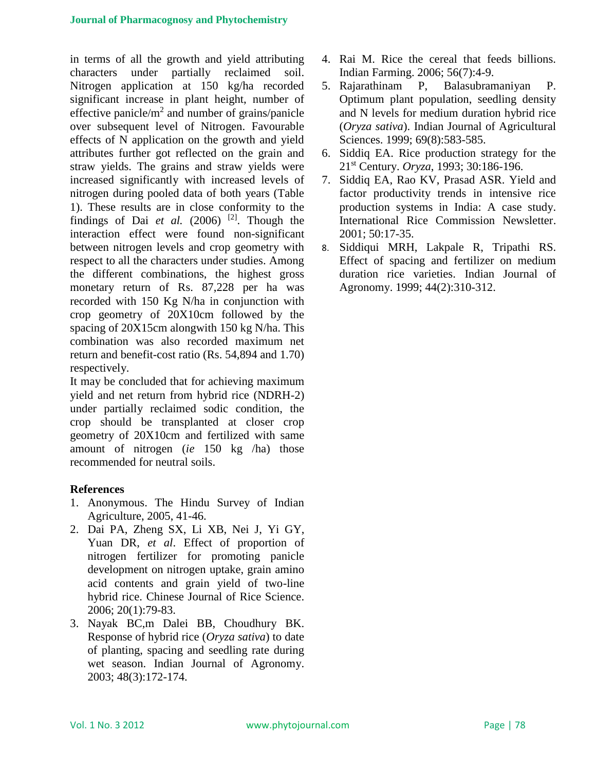in terms of all the growth and yield attributing characters under partially reclaimed soil. Nitrogen application at 150 kg/ha recorded significant increase in plant height, number of effective panicle/$m^2$ and number of grains/panicle over subsequent level of Nitrogen. Favourable effects of N application on the growth and yield attributes further got reflected on the grain and straw yields. The grains and straw yields were increased significantly with increased levels of nitrogen during pooled data of both years (Table 1). These results are in close conformity to the findings of Dai *et al.* (2006) [2]. Though the interaction effect were found non-significant between nitrogen levels and crop geometry with respect to all the characters under studies. Among the different combinations, the highest gross monetary return of Rs. 87,228 per ha was recorded with 150 Kg N/ha in conjunction with crop geometry of 20X10cm followed by the spacing of 20X15cm alongwith 150 kg N/ha. This combination was also recorded maximum net return and benefit-cost ratio (Rs. 54,894 and 1.70) respectively.

It may be concluded that for achieving maximum yield and net return from hybrid rice (NDRH-2) under partially reclaimed sodic condition, the crop should be transplanted at closer crop geometry of 20X10cm and fertilized with same amount of nitrogen (*ie* 150 kg /ha) those recommended for neutral soils.

## References

1. Anonymous. The Hindu Survey of Indian Agriculture, 2005, 41-46.
2. Dai PA, Zheng SX, Li XB, Nei J, Yi GY, Yuan DR, *et al*. Effect of proportion of nitrogen fertilizer for promoting panicle development on nitrogen uptake, grain amino acid contents and grain yield of two-line hybrid rice. Chinese Journal of Rice Science. 2006; 20(1):79-83.
3. Nayak BC,m Dalei BB, Choudhury BK. Response of hybrid rice (*Oryza sativa*) to date of planting, spacing and seedling rate during wet season. Indian Journal of Agronomy. 2003; 48(3):172-174.
4. Rai M. Rice the cereal that feeds billions. Indian Farming. 2006; 56(7):4-9.
5. Rajarathinam P, Balasubramaniyan P. Optimum plant population, seedling density and N levels for medium duration hybrid rice (*Oryza sativa*). Indian Journal of Agricultural Sciences. 1999; 69(8):583-585.
6. Siddiq EA. Rice production strategy for the 21st Century. *Oryza*, 1993; 30:186-196.
7. Siddiq EA, Rao KV, Prasad ASR. Yield and factor productivity trends in intensive rice production systems in India: A case study. International Rice Commission Newsletter. 2001; 50:17-35.
8. Siddiqui MRH, Lakpale R, Tripathi RS. Effect of spacing and fertilizer on medium duration rice varieties. Indian Journal of Agronomy. 1999; 44(2):310-312.